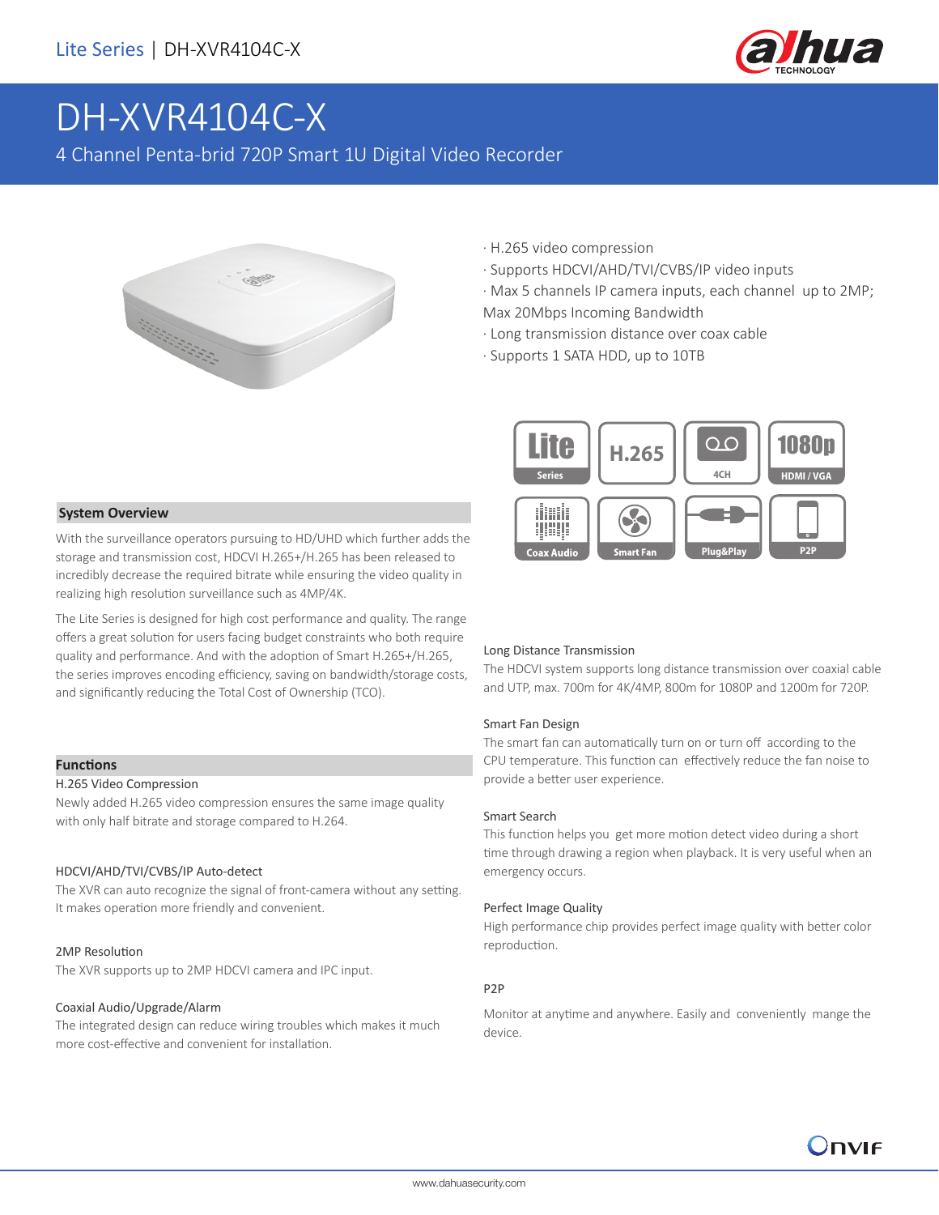# DH-XVR4104C-X

4 Channel Penta-brid 720P Smart 1U Digital Video Recorder

- H.265 video compression
- Supports HDCVI/AHD/TVI/CVBS/IP video inputs
- Max 5 channels IP camera inputs, each channel up to 2MP; Max 20Mbps Incoming Bandwidth
- Long transmission distance over coax cable
- Supports 1 SATA HDD, up to 10TB

## System Overview

With the surveillance operators pursuing to HD/UHD which further adds the storage and transmission cost, HDCVI H.265+/H.265 has been released to incredibly decrease the required bitrate while ensuring the video quality in realizing high resolution surveillance such as 4MP/4K.

The Lite Series is designed for high cost performance and quality. The range offers a great solution for users facing budget constraints who both require quality and performance. And with the adoption of Smart H.265+/H.265, the series improves encoding efficiency, saving on bandwidth/storage costs, and significantly reducing the Total Cost of Ownership (TCO).

## Functions

### H.265 Video Compression

Newly added H.265 video compression ensures the same image quality with only half bitrate and storage compared to H.264.

### HDCVI/AHD/TVI/CVBS/IP Auto-detect

The XVR can auto recognize the signal of front-camera without any setting. It makes operation more friendly and convenient.

### 2MP Resolution

The XVR supports up to 2MP HDCVI camera and IPC input.

### Coaxial Audio/Upgrade/Alarm

The integrated design can reduce wiring troubles which makes it much more cost-effective and convenient for installation.

### Long Distance Transmission

The HDCVI system supports long distance transmission over coaxial cable and UTP, max. 700m for 4K/4MP, 800m for 1080P and 1200m for 720P.

### Smart Fan Design

The smart fan can automatically turn on or turn off according to the CPU temperature. This function can effectively reduce the fan noise to provide a better user experience.

### Smart Search

This function helps you get more motion detect video during a short time through drawing a region when playback. It is very useful when an emergency occurs.

### Perfect Image Quality

High performance chip provides perfect image quality with better color reproduction.

### P2P

Monitor at anytime and anywhere. Easily and conveniently mange the device.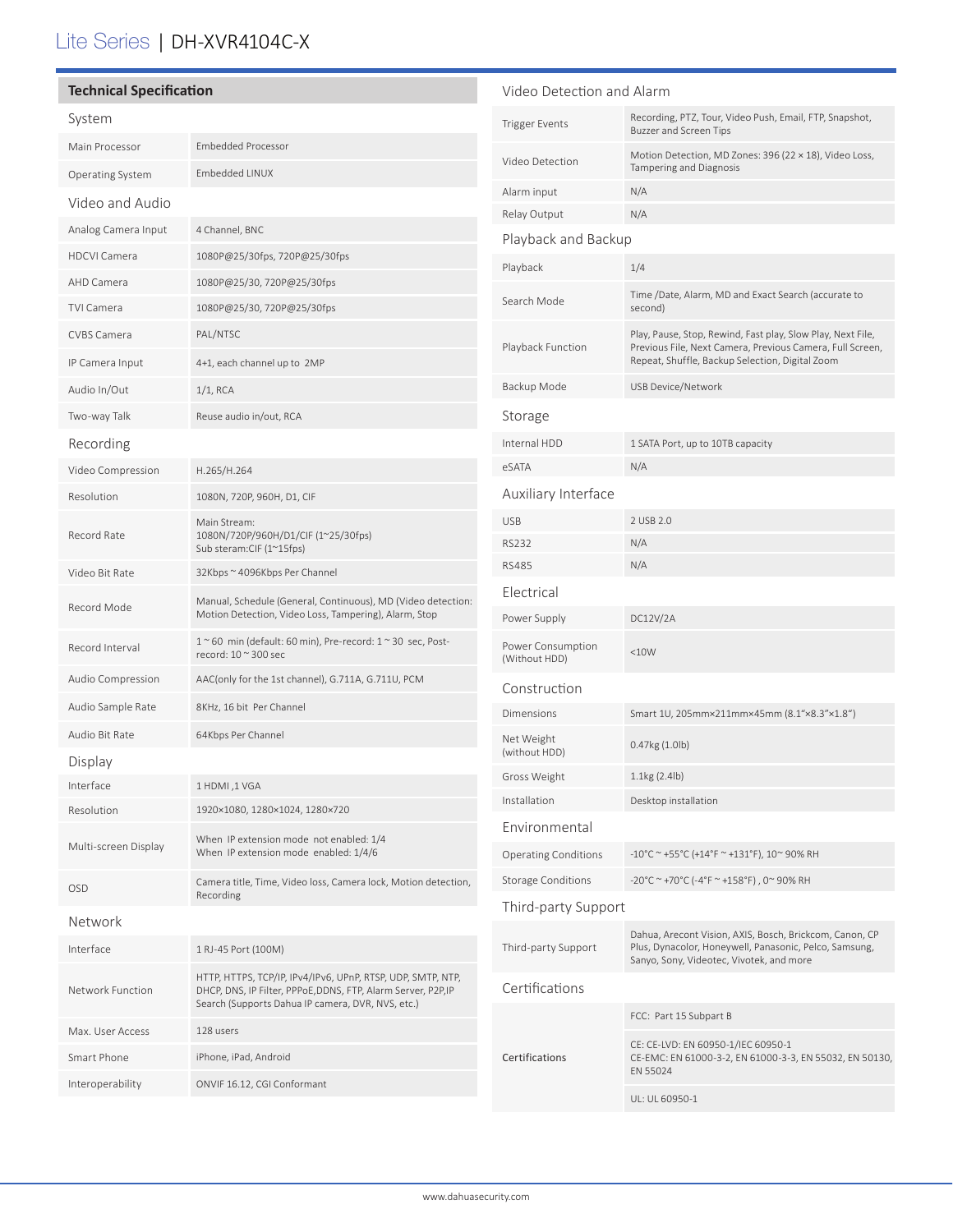# Lite Series | DH-XVR4104C-X

## Technical Specification

### System

| | |
|---|---|
| Main Processor | Embedded Processor |
| Operating System | Embedded LINUX |

### Video and Audio

| | |
|---|---|
| Analog Camera Input | 4 Channel, BNC |
| HDCVI Camera | 1080P@25/30fps, 720P@25/30fps |
| AHD Camera | 1080P@25/30, 720P@25/30fps |
| TVI Camera | 1080P@25/30, 720P@25/30fps |
| CVBS Camera | PAL/NTSC |
| IP Camera Input | 4+1, each channel up to 2MP |
| Audio In/Out | 1/1, RCA |
| Two-way Talk | Reuse audio in/out, RCA |

### Recording

| | |
|---|---|
| Video Compression | H.265/H.264 |
| Resolution | 1080N, 720P, 960H, D1, CIF |
| Record Rate | Main Stream: 1080N/720P/960H/D1/CIF (1~25/30fps) Sub steram:CIF (1~15fps) |
| Video Bit Rate | 32Kbps ~ 4096Kbps Per Channel |
| Record Mode | Manual, Schedule (General, Continuous), MD (Video detection: Motion Detection, Video Loss, Tampering), Alarm, Stop |
| Record Interval | 1 ~ 60 min (default: 60 min), Pre-record: 1 ~ 30 sec, Post-record: 10 ~ 300 sec |
| Audio Compression | AAC(only for the 1st channel), G.711A, G.711U, PCM |
| Audio Sample Rate | 8KHz, 16 bit Per Channel |
| Audio Bit Rate | 64Kbps Per Channel |

### Display

| | |
|---|---|
| Interface | 1 HDMI ,1 VGA |
| Resolution | 1920×1080, 1280×1024, 1280×720 |
| Multi-screen Display | When IP extension mode not enabled: 1/4 When IP extension mode enabled: 1/4/6 |
| OSD | Camera title, Time, Video loss, Camera lock, Motion detection, Recording |

### Network

| | |
|---|---|
| Interface | 1 RJ-45 Port (100M) |
| Network Function | HTTP, HTTPS, TCP/IP, IPv4/IPv6, UPnP, RTSP, UDP, SMTP, NTP, DHCP, DNS, IP Filter, PPPoE,DDNS, FTP, Alarm Server, P2P,IP Search (Supports Dahua IP camera, DVR, NVS, etc.) |
| Max. User Access | 128 users |
| Smart Phone | iPhone, iPad, Android |
| Interoperability | ONVIF 16.12, CGI Conformant |

### Video Detection and Alarm

| | |
|---|---|
| Trigger Events | Recording, PTZ, Tour, Video Push, Email, FTP, Snapshot, Buzzer and Screen Tips |
| Video Detection | Motion Detection, MD Zones: 396 (22 × 18), Video Loss, Tampering and Diagnosis |
| Alarm input | N/A |
| Relay Output | N/A |

### Playback and Backup

| | |
|---|---|
| Playback | 1/4 |
| Search Mode | Time /Date, Alarm, MD and Exact Search (accurate to second) |
| Playback Function | Play, Pause, Stop, Rewind, Fast play, Slow Play, Next File, Previous File, Next Camera, Previous Camera, Full Screen, Repeat, Shuffle, Backup Selection, Digital Zoom |
| Backup Mode | USB Device/Network |

### Storage

| | |
|---|---|
| Internal HDD | 1 SATA Port, up to 10TB capacity |
| eSATA | N/A |

### Auxiliary Interface

| | |
|---|---|
| USB | 2 USB 2.0 |
| RS232 | N/A |
| RS485 | N/A |

### Electrical

| | |
|---|---|
| Power Supply | DC12V/2A |
| Power Consumption (Without HDD) | <10W |

### Construction

| | |
|---|---|
| Dimensions | Smart 1U, 205mm×211mm×45mm (8.1"×8.3"×1.8") |
| Net Weight (without HDD) | 0.47kg (1.0lb) |
| Gross Weight | 1.1kg (2.4lb) |
| Installation | Desktop installation |

### Environmental

| | |
|---|---|
| Operating Conditions | -10°C ~ +55°C (+14°F ~ +131°F), 10~ 90% RH |
| Storage Conditions | -20°C ~ +70°C (-4°F ~ +158°F) , 0~ 90% RH |

### Third-party Support

| | |
|---|---|
| Third-party Support | Dahua, Arecont Vision, AXIS, Bosch, Brickcom, Canon, CP Plus, Dynacolor, Honeywell, Panasonic, Pelco, Samsung, Sanyo, Sony, Videotec, Vivotek, and more |

### Certifications

| | |
|---|---|
| Certifications | FCC: Part 15 Subpart B |
| | CE: CE-LVD: EN 60950-1/IEC 60950-1 CE-EMC: EN 61000-3-2, EN 61000-3-3, EN 55032, EN 50130, EN 55024 |
| | UL: UL 60950-1 |

www.dahuasecurity.com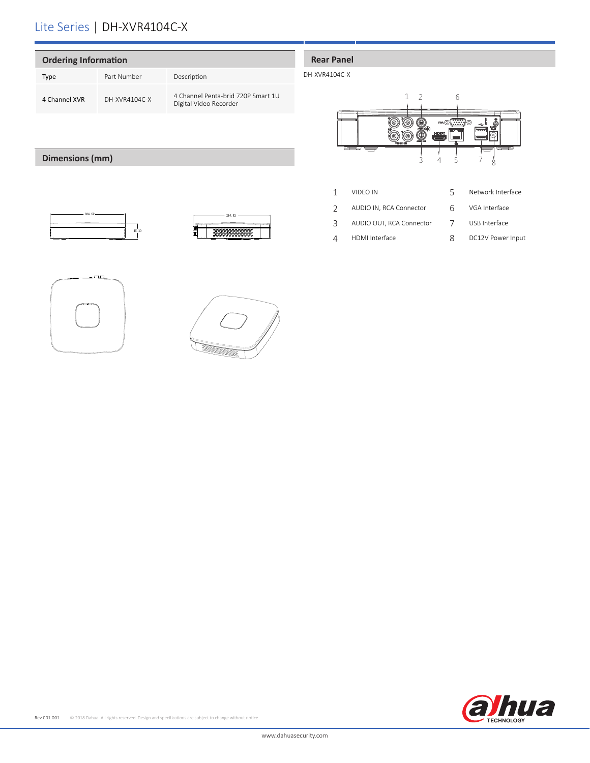## Ordering Information

| Type | Part Number | Description |
|---|---|---|
| 4 Channel XVR | DH-XVR4104C-X | 4 Channel Penta-brid 720P Smart 1U Digital Video Recorder |

## Dimensions (mm)

## Rear Panel

DH-XVR4104C-X

| | | | |
|---|---|---|---|
| 1 | VIDEO IN | 5 | Network Interface |
| 2 | AUDIO IN, RCA Connector | 6 | VGA Interface |
| 3 | AUDIO OUT, RCA Connector | 7 | USB Interface |
| 4 | HDMI Interface | 8 | DC12V Power Input |

Rev 001.001 © 2018 Dahua. All rights reserved. Design and specifications are subject to change without notice.

www.dahuasecurity.com